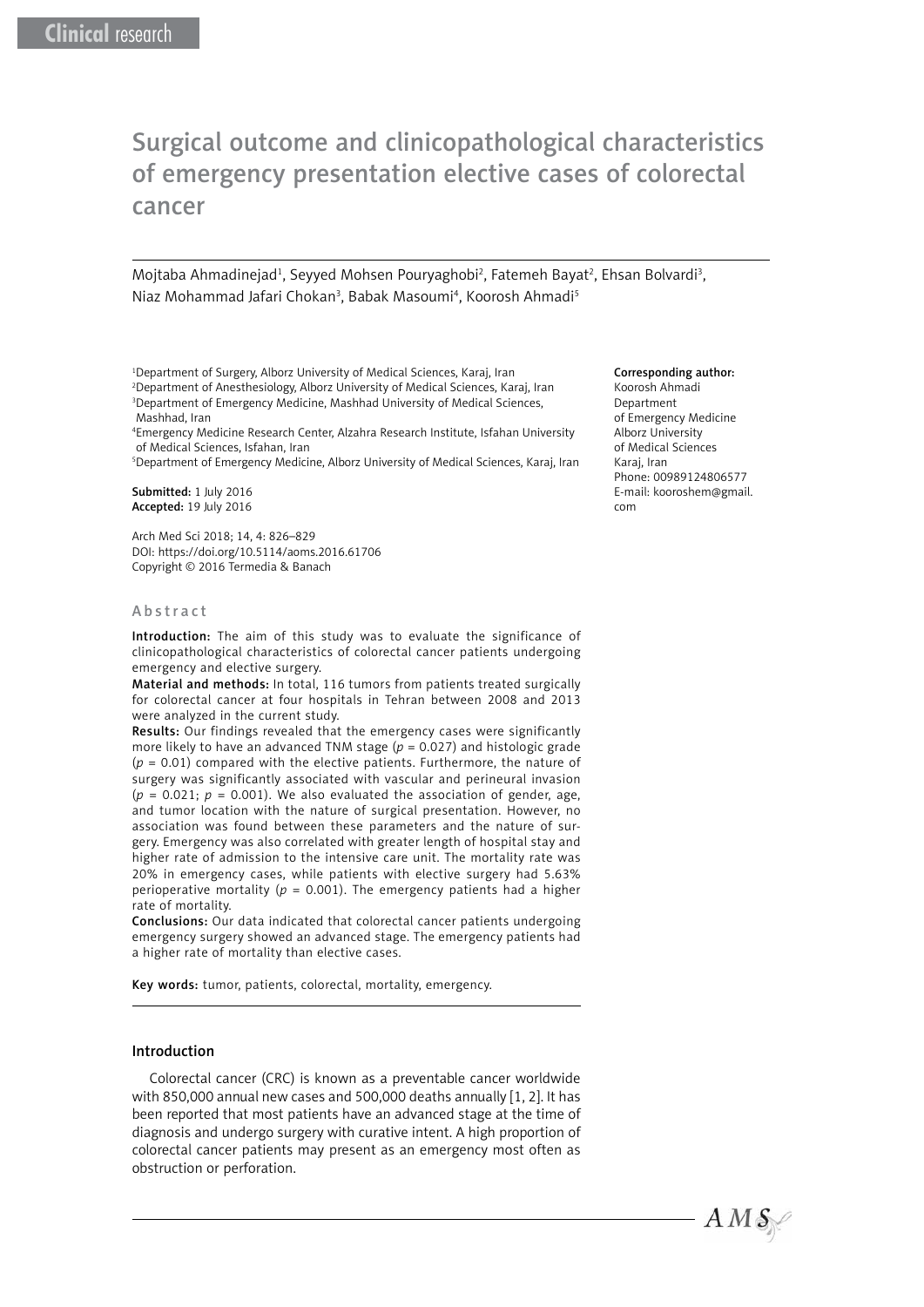Clinical research

# Surgical outcome and clinicopathological characteristics of emergency presentation elective cases of colorectal cancer

Mojtaba Ahmadinejad[1], Seyyed Mohsen Pouryaghobi[2], Fatemeh Bayat[2], Ehsan Bolvardi[3], Niaz Mohammad Jafari Chokan[3], Babak Masoumi[4], Koorosh Ahmadi[5]

[1]Department of Surgery, Alborz University of Medical Sciences, Karaj, Iran
[2]Department of Anesthesiology, Alborz University of Medical Sciences, Karaj, Iran
[3]Department of Emergency Medicine, Mashhad University of Medical Sciences, Mashhad, Iran
[4]Emergency Medicine Research Center, Alzahra Research Institute, Isfahan University of Medical Sciences, Isfahan, Iran
[5]Department of Emergency Medicine, Alborz University of Medical Sciences, Karaj, Iran

**Submitted:** 1 July 2016
**Accepted:** 19 July 2016

Arch Med Sci 2018; 14, 4: 826–829
DOI: https://doi.org/10.5114/aoms.2016.61706
Copyright © 2016 Termedia & Banach

**Corresponding author:**
Koorosh Ahmadi
Department
of Emergency Medicine
Alborz University
of Medical Sciences
Karaj, Iran
Phone: 00989124806577
E-mail: kooroshem@gmail.com

## Abstract

**Introduction:** The aim of this study was to evaluate the significance of clinicopathological characteristics of colorectal cancer patients undergoing emergency and elective surgery.

**Material and methods:** In total, 116 tumors from patients treated surgically for colorectal cancer at four hospitals in Tehran between 2008 and 2013 were analyzed in the current study.

**Results:** Our findings revealed that the emergency cases were significantly more likely to have an advanced TNM stage ($p = 0.027$) and histologic grade ($p = 0.01$) compared with the elective patients. Furthermore, the nature of surgery was significantly associated with vascular and perineural invasion ($p = 0.021$; $p = 0.001$). We also evaluated the association of gender, age, and tumor location with the nature of surgical presentation. However, no association was found between these parameters and the nature of surgery. Emergency was also correlated with greater length of hospital stay and higher rate of admission to the intensive care unit. The mortality rate was 20% in emergency cases, while patients with elective surgery had 5.63% perioperative mortality ($p = 0.001$). The emergency patients had a higher rate of mortality.

**Conclusions:** Our data indicated that colorectal cancer patients undergoing emergency surgery showed an advanced stage. The emergency patients had a higher rate of mortality than elective cases.

**Key words:** tumor, patients, colorectal, mortality, emergency.

## Introduction

Colorectal cancer (CRC) is known as a preventable cancer worldwide with 850,000 annual new cases and 500,000 deaths annually [1, 2]. It has been reported that most patients have an advanced stage at the time of diagnosis and undergo surgery with curative intent. A high proportion of colorectal cancer patients may present as an emergency most often as obstruction or perforation.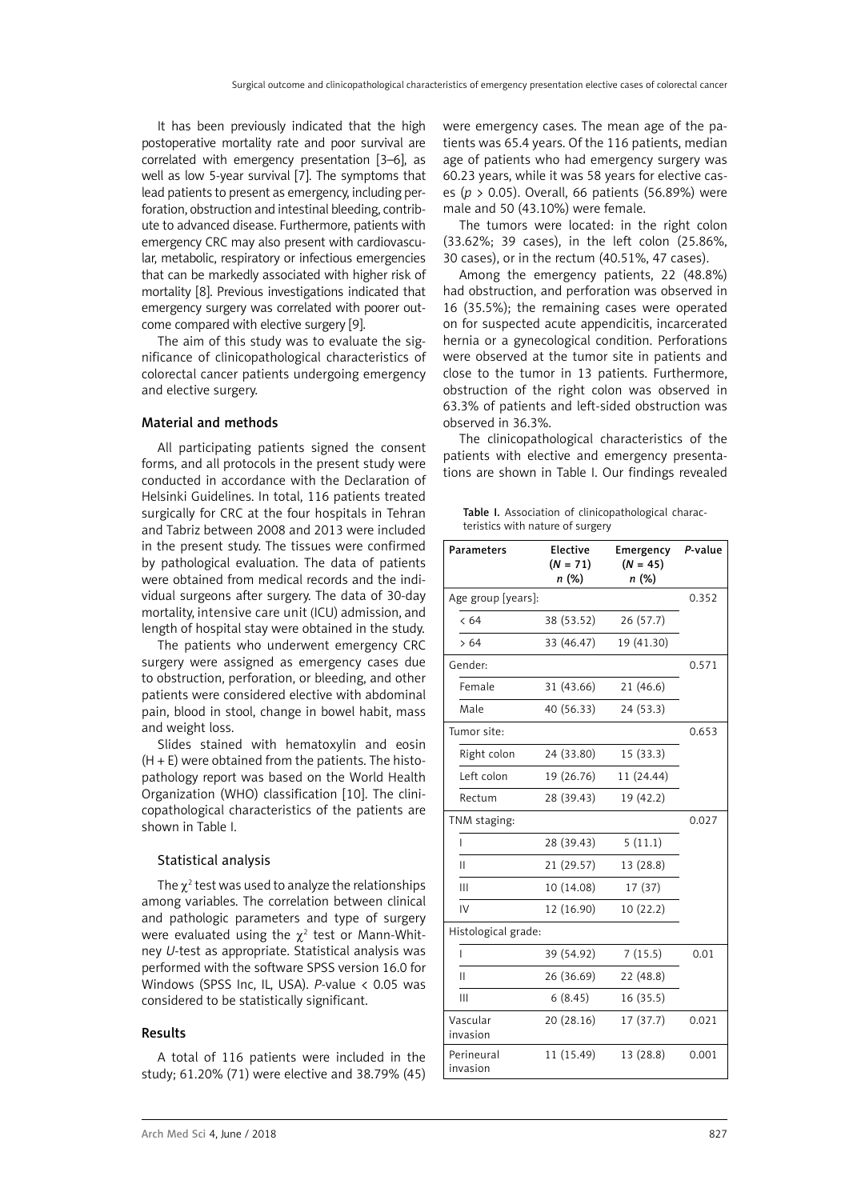It has been previously indicated that the high postoperative mortality rate and poor survival are correlated with emergency presentation [3–6], as well as low 5-year survival [7]. The symptoms that lead patients to present as emergency, including perforation, obstruction and intestinal bleeding, contribute to advanced disease. Furthermore, patients with emergency CRC may also present with cardiovascular, metabolic, respiratory or infectious emergencies that can be markedly associated with higher risk of mortality [8]. Previous investigations indicated that emergency surgery was correlated with poorer outcome compared with elective surgery [9].

The aim of this study was to evaluate the significance of clinicopathological characteristics of colorectal cancer patients undergoing emergency and elective surgery.

## Material and methods

All participating patients signed the consent forms, and all protocols in the present study were conducted in accordance with the Declaration of Helsinki Guidelines. In total, 116 patients treated surgically for CRC at the four hospitals in Tehran and Tabriz between 2008 and 2013 were included in the present study. The tissues were confirmed by pathological evaluation. The data of patients were obtained from medical records and the individual surgeons after surgery. The data of 30-day mortality, intensive care unit (ICU) admission, and length of hospital stay were obtained in the study.

The patients who underwent emergency CRC surgery were assigned as emergency cases due to obstruction, perforation, or bleeding, and other patients were considered elective with abdominal pain, blood in stool, change in bowel habit, mass and weight loss.

Slides stained with hematoxylin and eosin (H + E) were obtained from the patients. The histopathology report was based on the World Health Organization (WHO) classification [10]. The clinicopathological characteristics of the patients are shown in Table I.

### Statistical analysis

The $\chi^2$ test was used to analyze the relationships among variables. The correlation between clinical and pathologic parameters and type of surgery were evaluated using the $\chi^2$ test or Mann-Whitney *U*-test as appropriate. Statistical analysis was performed with the software SPSS version 16.0 for Windows (SPSS Inc, IL, USA). *P*-value < 0.05 was considered to be statistically significant.

## Results

A total of 116 patients were included in the study; 61.20% (71) were elective and 38.79% (45) were emergency cases. The mean age of the patients was 65.4 years. Of the 116 patients, median age of patients who had emergency surgery was 60.23 years, while it was 58 years for elective cases ($p > 0.05$). Overall, 66 patients (56.89%) were male and 50 (43.10%) were female.

The tumors were located: in the right colon (33.62%; 39 cases), in the left colon (25.86%, 30 cases), or in the rectum (40.51%, 47 cases).

Among the emergency patients, 22 (48.8%) had obstruction, and perforation was observed in 16 (35.5%); the remaining cases were operated on for suspected acute appendicitis, incarcerated hernia or a gynecological condition. Perforations were observed at the tumor site in patients and close to the tumor in 13 patients. Furthermore, obstruction of the right colon was observed in 63.3% of patients and left-sided obstruction was observed in 36.3%.

The clinicopathological characteristics of the patients with elective and emergency presentations are shown in Table I. Our findings revealed

**Table I.** Association of clinicopathological characteristics with nature of surgery

| Parameters | Elective (*N* = 71) *n* (%) | Emergency (*N* = 45) *n* (%) | *P*-value |
|---|---|---|---|
| Age group [years]: | | | 0.352 |
| < 64 | 38 (53.52) | 26 (57.7) | |
| > 64 | 33 (46.47) | 19 (41.30) | |
| Gender: | | | 0.571 |
| Female | 31 (43.66) | 21 (46.6) | |
| Male | 40 (56.33) | 24 (53.3) | |
| Tumor site: | | | 0.653 |
| Right colon | 24 (33.80) | 15 (33.3) | |
| Left colon | 19 (26.76) | 11 (24.44) | |
| Rectum | 28 (39.43) | 19 (42.2) | |
| TNM staging: | | | 0.027 |
| I | 28 (39.43) | 5 (11.1) | |
| II | 21 (29.57) | 13 (28.8) | |
| III | 10 (14.08) | 17 (37) | |
| IV | 12 (16.90) | 10 (22.2) | |
| Histological grade: | | | |
| I | 39 (54.92) | 7 (15.5) | 0.01 |
| II | 26 (36.69) | 22 (48.8) | |
| III | 6 (8.45) | 16 (35.5) | |
| Vascular invasion | 20 (28.16) | 17 (37.7) | 0.021 |
| Perineural invasion | 11 (15.49) | 13 (28.8) | 0.001 |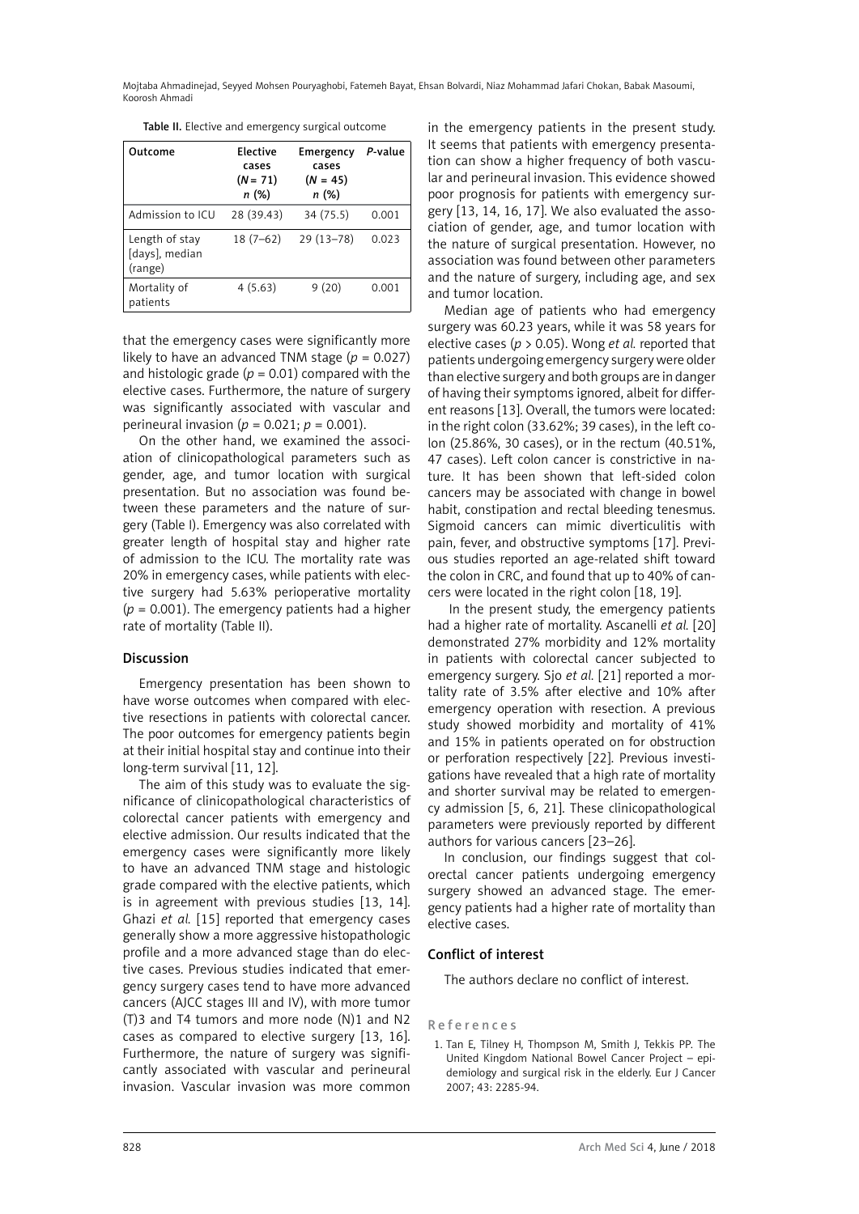Table II. Elective and emergency surgical outcome

| Outcome | Elective cases ($N$ = 71) $n$ (%) | Emergency cases ($N$ = 45) $n$ (%) | $P$-value |
|---|---|---|---|
| Admission to ICU | 28 (39.43) | 34 (75.5) | 0.001 |
| Length of stay [days], median (range) | 18 (7–62) | 29 (13–78) | 0.023 |
| Mortality of patients | 4 (5.63) | 9 (20) | 0.001 |

that the emergency cases were significantly more likely to have an advanced TNM stage ($p$ = 0.027) and histologic grade ($p$ = 0.01) compared with the elective cases. Furthermore, the nature of surgery was significantly associated with vascular and perineural invasion ($p$ = 0.021; $p$ = 0.001).

On the other hand, we examined the association of clinicopathological parameters such as gender, age, and tumor location with surgical presentation. But no association was found between these parameters and the nature of surgery (Table I). Emergency was also correlated with greater length of hospital stay and higher rate of admission to the ICU. The mortality rate was 20% in emergency cases, while patients with elective surgery had 5.63% perioperative mortality ($p$ = 0.001). The emergency patients had a higher rate of mortality (Table II).

## Discussion

Emergency presentation has been shown to have worse outcomes when compared with elective resections in patients with colorectal cancer. The poor outcomes for emergency patients begin at their initial hospital stay and continue into their long-term survival [11, 12].

The aim of this study was to evaluate the significance of clinicopathological characteristics of colorectal cancer patients with emergency and elective admission. Our results indicated that the emergency cases were significantly more likely to have an advanced TNM stage and histologic grade compared with the elective patients, which is in agreement with previous studies [13, 14]. Ghazi *et al.* [15] reported that emergency cases generally show a more aggressive histopathologic profile and a more advanced stage than do elective cases. Previous studies indicated that emergency surgery cases tend to have more advanced cancers (AJCC stages III and IV), with more tumor (T)3 and T4 tumors and more node (N)1 and N2 cases as compared to elective surgery [13, 16]. Furthermore, the nature of surgery was significantly associated with vascular and perineural invasion. Vascular invasion was more common in the emergency patients in the present study. It seems that patients with emergency presentation can show a higher frequency of both vascular and perineural invasion. This evidence showed poor prognosis for patients with emergency surgery [13, 14, 16, 17]. We also evaluated the association of gender, age, and tumor location with the nature of surgical presentation. However, no association was found between other parameters and the nature of surgery, including age, and sex and tumor location.

Median age of patients who had emergency surgery was 60.23 years, while it was 58 years for elective cases ($p$ > 0.05). Wong *et al.* reported that patients undergoing emergency surgery were older than elective surgery and both groups are in danger of having their symptoms ignored, albeit for different reasons [13]. Overall, the tumors were located: in the right colon (33.62%; 39 cases), in the left colon (25.86%, 30 cases), or in the rectum (40.51%, 47 cases). Left colon cancer is constrictive in nature. It has been shown that left-sided colon cancers may be associated with change in bowel habit, constipation and rectal bleeding tenesmus. Sigmoid cancers can mimic diverticulitis with pain, fever, and obstructive symptoms [17]. Previous studies reported an age-related shift toward the colon in CRC, and found that up to 40% of cancers were located in the right colon [18, 19].

In the present study, the emergency patients had a higher rate of mortality. Ascanelli *et al.* [20] demonstrated 27% morbidity and 12% mortality in patients with colorectal cancer subjected to emergency surgery. Sjo *et al.* [21] reported a mortality rate of 3.5% after elective and 10% after emergency operation with resection. A previous study showed morbidity and mortality of 41% and 15% in patients operated on for obstruction or perforation respectively [22]. Previous investigations have revealed that a high rate of mortality and shorter survival may be related to emergency admission [5, 6, 21]. These clinicopathological parameters were previously reported by different authors for various cancers [23–26].

In conclusion, our findings suggest that colorectal cancer patients undergoing emergency surgery showed an advanced stage. The emergency patients had a higher rate of mortality than elective cases.

## Conflict of interest

The authors declare no conflict of interest.

## References

1. Tan E, Tilney H, Thompson M, Smith J, Tekkis PP. The United Kingdom National Bowel Cancer Project – epidemiology and surgical risk in the elderly. Eur J Cancer 2007; 43: 2285-94.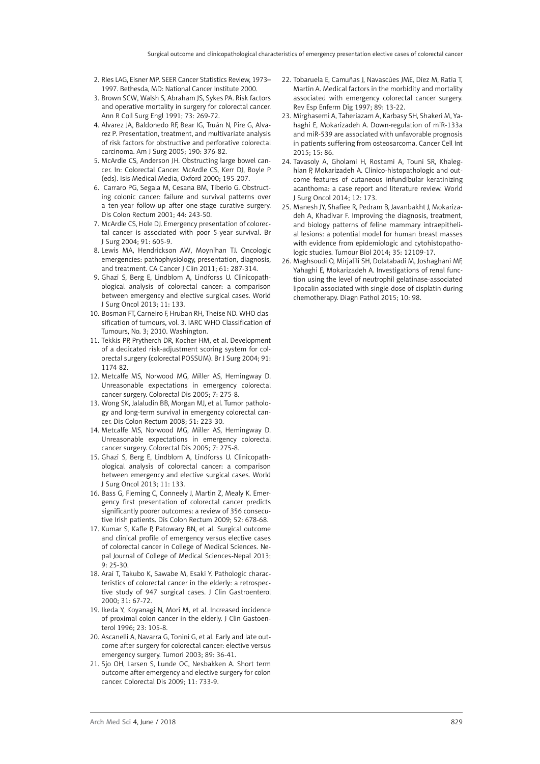2. Ries LAG, Eisner MP. SEER Cancer Statistics Review, 1973–1997. Bethesda, MD: National Cancer Institute 2000.
3. Brown SCW, Walsh S, Abraham JS, Sykes PA. Risk factors and operative mortality in surgery for colorectal cancer. Ann R Coll Surg Engl 1991; 73: 269-72.
4. Alvarez JA, Baldonedo RF, Bear IG, Truán N, Pire G, Alvarez P. Presentation, treatment, and multivariate analysis of risk factors for obstructive and perforative colorectal carcinoma. Am J Surg 2005; 190: 376-82.
5. McArdle CS, Anderson JH. Obstructing large bowel cancer. In: Colorectal Cancer. McArdle CS, Kerr DJ, Boyle P (eds). Isis Medical Media, Oxford 2000; 195-207.
6. Carraro PG, Segala M, Cesana BM, Tiberio G. Obstructing colonic cancer: failure and survival patterns over a ten-year follow-up after one-stage curative surgery. Dis Colon Rectum 2001; 44: 243-50.
7. McArdle CS, Hole DJ. Emergency presentation of colorectal cancer is associated with poor 5-year survival. Br J Surg 2004; 91: 605-9.
8. Lewis MA, Hendrickson AW, Moynihan TJ. Oncologic emergencies: pathophysiology, presentation, diagnosis, and treatment. CA Cancer J Clin 2011; 61: 287-314.
9. Ghazi S, Berg E, Lindblom A, Lindforss U. Clinicopathological analysis of colorectal cancer: a comparison between emergency and elective surgical cases. World J Surg Oncol 2013; 11: 133.
10. Bosman FT, Carneiro F, Hruban RH, Theise ND. WHO classification of tumours, vol. 3. IARC WHO Classification of Tumours, No. 3; 2010. Washington.
11. Tekkis PP, Prytherch DR, Kocher HM, et al. Development of a dedicated risk-adjustment scoring system for colorectal surgery (colorectal POSSUM). Br J Surg 2004; 91: 1174-82.
12. Metcalfe MS, Norwood MG, Miller AS, Hemingway D. Unreasonable expectations in emergency colorectal cancer surgery. Colorectal Dis 2005; 7: 275-8.
13. Wong SK, Jalaludin BB, Morgan MJ, et al. Tumor pathology and long-term survival in emergency colorectal cancer. Dis Colon Rectum 2008; 51: 223-30.
14. Metcalfe MS, Norwood MG, Miller AS, Hemingway D. Unreasonable expectations in emergency colorectal cancer surgery. Colorectal Dis 2005; 7: 275-8.
15. Ghazi S, Berg E, Lindblom A, Lindforss U. Clinicopathological analysis of colorectal cancer: a comparison between emergency and elective surgical cases. World J Surg Oncol 2013; 11: 133.
16. Bass G, Fleming C, Conneely J, Martin Z, Mealy K. Emergency first presentation of colorectal cancer predicts significantly poorer outcomes: a review of 356 consecutive Irish patients. Dis Colon Rectum 2009; 52: 678-68.
17. Kumar S, Kafle P, Patowary BN, et al. Surgical outcome and clinical profile of emergency versus elective cases of colorectal cancer in College of Medical Sciences. Nepal Journal of College of Medical Sciences-Nepal 2013; 9: 25-30.
18. Arai T, Takubo K, Sawabe M, Esaki Y. Pathologic characteristics of colorectal cancer in the elderly: a retrospective study of 947 surgical cases. J Clin Gastroenterol 2000; 31: 67-72.
19. Ikeda Y, Koyanagi N, Mori M, et al. Increased incidence of proximal colon cancer in the elderly. J Clin Gastoenterol 1996; 23: 105-8.
20. Ascanelli A, Navarra G, Tonini G, et al. Early and late outcome after surgery for colorectal cancer: elective versus emergency surgery. Tumori 2003; 89: 36-41.
21. Sjo OH, Larsen S, Lunde OC, Nesbakken A. Short term outcome after emergency and elective surgery for colon cancer. Colorectal Dis 2009; 11: 733-9.
22. Tobaruela E, Camuñas J, Navascúes JME, Díez M, Ratia T, Martin A. Medical factors in the morbidity and mortality associated with emergency colorectal cancer surgery. Rev Esp Enferm Dig 1997; 89: 13-22.
23. Mirghasemi A, Taheriazam A, Karbasy SH, Shakeri M, Yahaghi E, Mokarizadeh A. Down-regulation of miR-133a and miR-539 are associated with unfavorable prognosis in patients suffering from osteosarcoma. Cancer Cell Int 2015; 15: 86.
24. Tavasoly A, Gholami H, Rostami A, Touni SR, Khaleghian P, Mokarizadeh A. Clinico-histopathologic and outcome features of cutaneous infundibular keratinizing acanthoma: a case report and literature review. World J Surg Oncol 2014; 12: 173.
25. Manesh JY, Shafiee R, Pedram B, Javanbakht J, Mokarizadeh A, Khadivar F. Improving the diagnosis, treatment, and biology patterns of feline mammary intraepithelial lesions: a potential model for human breast masses with evidence from epidemiologic and cytohistopathologic studies. Tumour Biol 2014; 35: 12109-17.
26. Maghsoudi O, Mirjalili SH, Dolatabadi M, Joshaghani MF, Yahaghi E, Mokarizadeh A. Investigations of renal function using the level of neutrophil gelatinase-associated lipocalin associated with single-dose of cisplatin during chemotherapy. Diagn Pathol 2015; 10: 98.